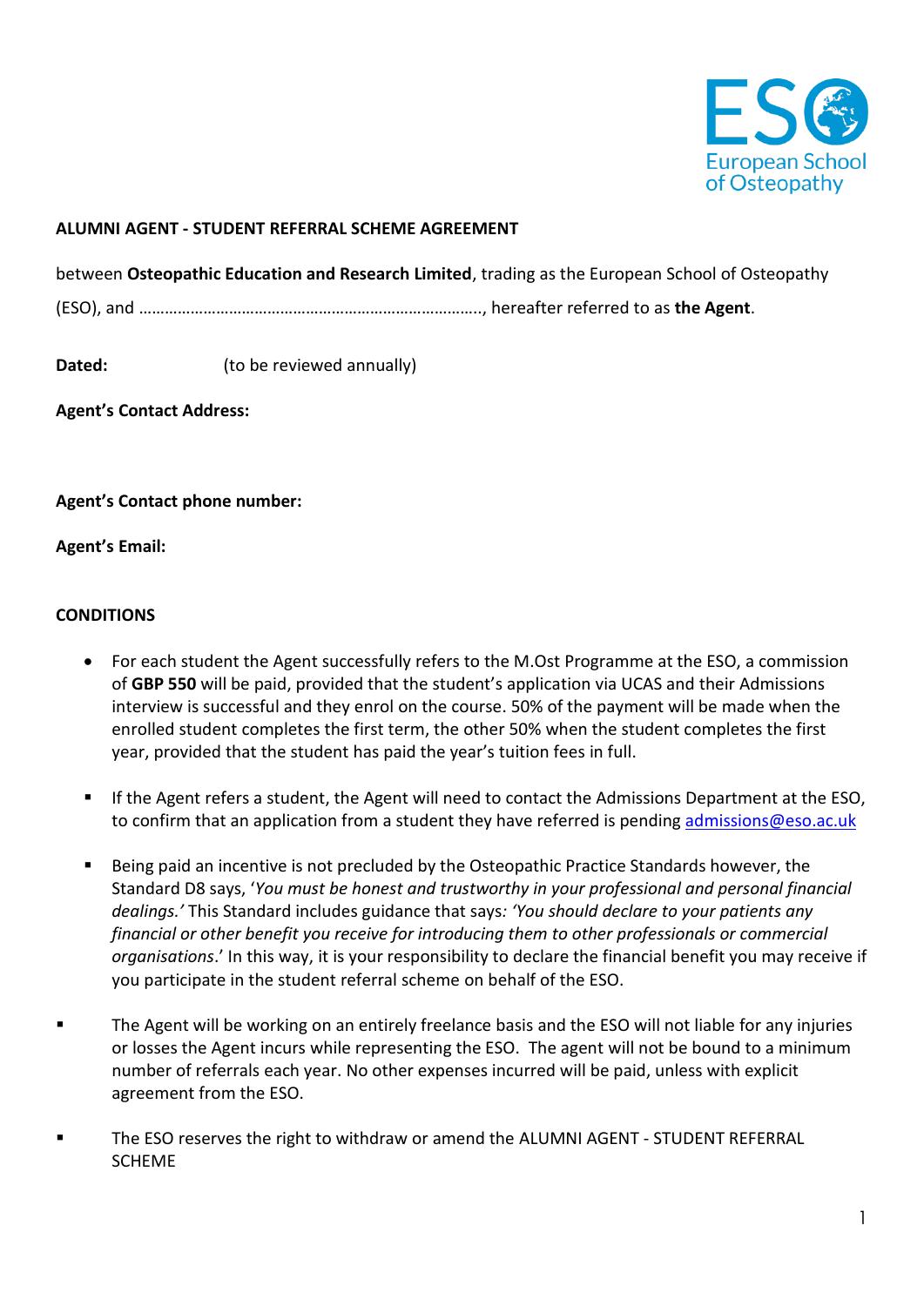**ALUMNI AGENT - STUDENT REFERRAL SCHEME AGREEMENT**

between **Osteopathic Education and Research Limited**, trading as the European School of Osteopathy (ESO), and ………………………………………………………………….., hereafter referred to as **the Agent**.

**Dated:** (to be reviewed annually)

**Agent's Contact Address:**

**Agent's Contact phone number:**

**Agent's Email:**

**CONDITIONS**

- For each student the Agent successfully refers to the M.Ost Programme at the ESO, a commission of **GBP 550** will be paid, provided that the student's application via UCAS and their Admissions interview is successful and they enrol on the course. 50% of the payment will be made when the enrolled student completes the first term, the other 50% when the student completes the first year, provided that the student has paid the year's tuition fees in full.
- If the Agent refers a student, the Agent will need to contact the Admissions Department at the ESO, to confirm that an application from a student they have referred is pending admissions@eso.ac.uk
- Being paid an incentive is not precluded by the Osteopathic Practice Standards however, the Standard D8 says, '*You must be honest and trustworthy in your professional and personal financial dealings.'* This Standard includes guidance that says*: 'You should declare to your patients any financial or other benefit you receive for introducing them to other professionals or commercial organisations*.' In this way, it is your responsibility to declare the financial benefit you may receive if you participate in the student referral scheme on behalf of the ESO.
- The Agent will be working on an entirely freelance basis and the ESO will not liable for any injuries or losses the Agent incurs while representing the ESO. The agent will not be bound to a minimum number of referrals each year. No other expenses incurred will be paid, unless with explicit agreement from the ESO.
- The ESO reserves the right to withdraw or amend the ALUMNI AGENT - STUDENT REFERRAL SCHEME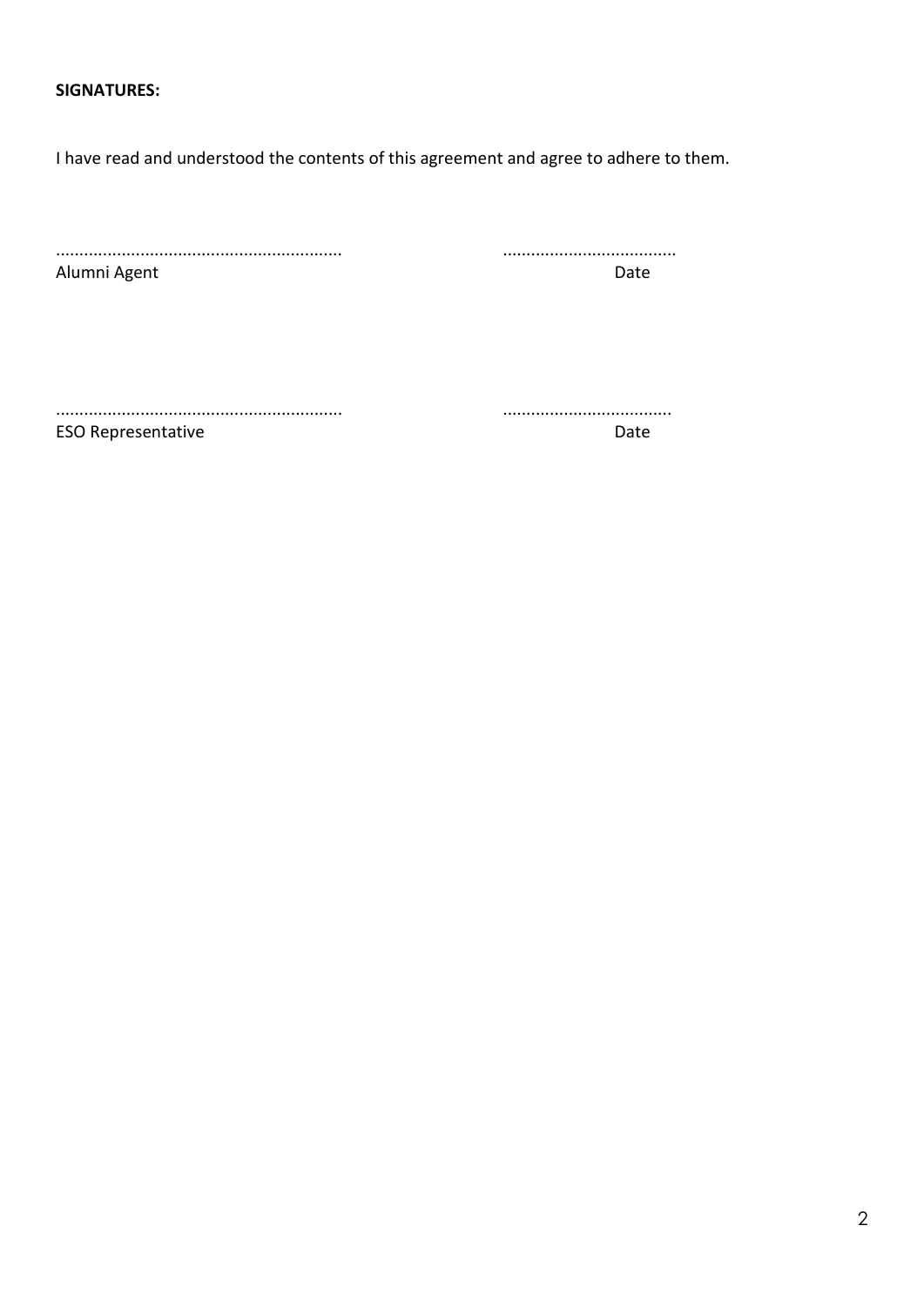**SIGNATURES:**

I have read and understood the contents of this agreement and agree to adhere to them.

............................................................ ....................................

Alumni Agent Date

............................................................ ...................................

ESO Representative Date